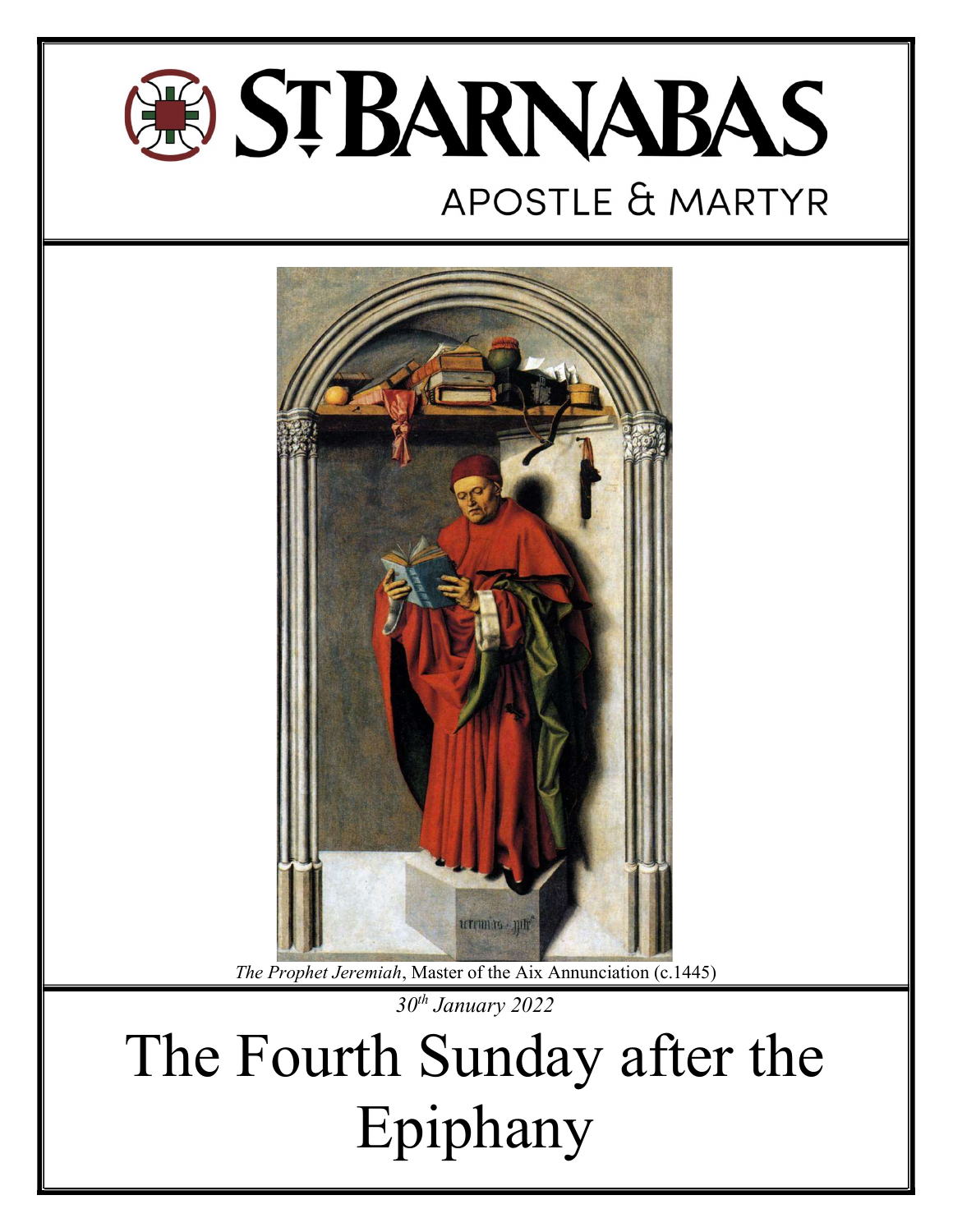# St Barnabas

APOSTLE & MARTYR

*The Prophet Jeremiah*, Master of the Aix Annunciation (c.1445)

*30th January 2022*

# The Fourth Sunday after the Epiphany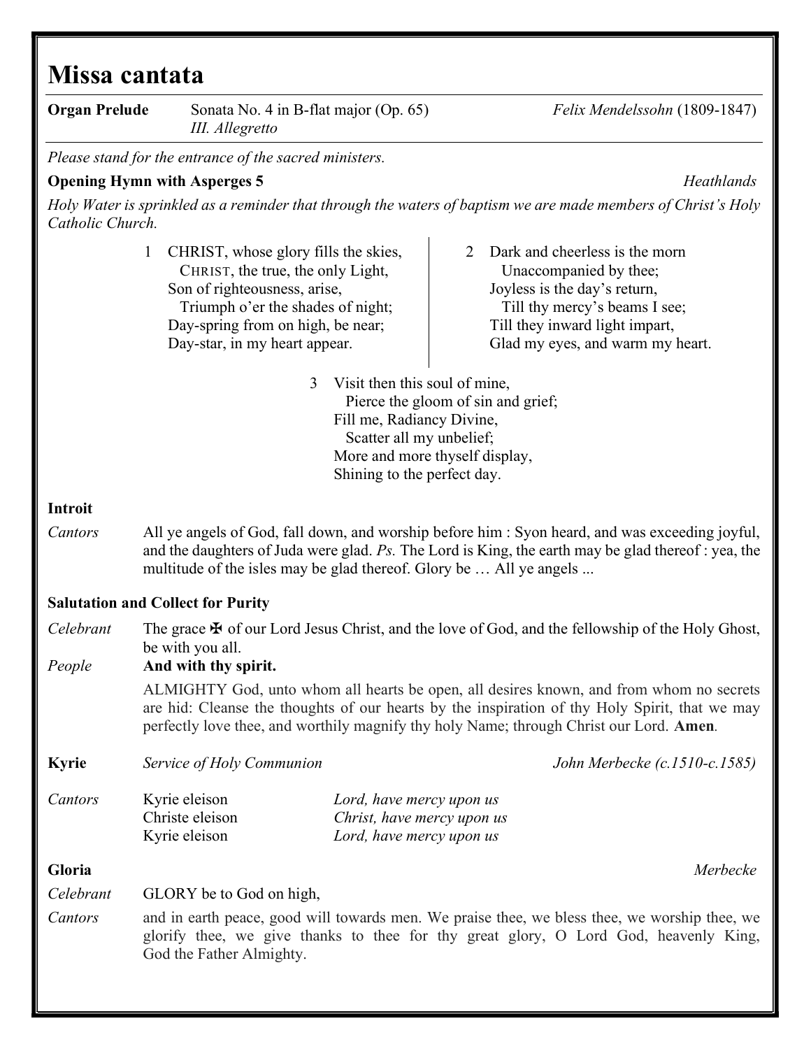# Missa cantata

**Organ Prelude** Sonata No. 4 in B-flat major (Op. 65) *III. Allegretto* — *Felix Mendelssohn* (1809-1847)

*Please stand for the entrance of the sacred ministers.*

**Opening Hymn with Asperges 5** — *Heathlands*

*Holy Water is sprinkled as a reminder that through the waters of baptism we are made members of Christ's Holy Catholic Church.*

1 CHRIST, whose glory fills the skies,
  CHRIST, the true, the only Light,
Son of righteousness, arise,
  Triumph o'er the shades of night;
Day-spring from on high, be near;
Day-star, in my heart appear.

2 Dark and cheerless is the morn
  Unaccompanied by thee;
Joyless is the day's return,
  Till thy mercy's beams I see;
Till they inward light impart,
Glad my eyes, and warm my heart.

3 Visit then this soul of mine,
  Pierce the gloom of sin and grief;
Fill me, Radiancy Divine,
  Scatter all my unbelief;
More and more thyself display,
Shining to the perfect day.

**Introit**

*Cantors* All ye angels of God, fall down, and worship before him : Syon heard, and was exceeding joyful, and the daughters of Juda were glad. *Ps.* The Lord is King, the earth may be glad thereof : yea, the multitude of the isles may be glad thereof. Glory be … All ye angels ...

**Salutation and Collect for Purity**

*Celebrant* The grace ✠ of our Lord Jesus Christ, and the love of God, and the fellowship of the Holy Ghost, be with you all.

*People* **And with thy spirit.**

ALMIGHTY God, unto whom all hearts be open, all desires known, and from whom no secrets are hid: Cleanse the thoughts of our hearts by the inspiration of thy Holy Spirit, that we may perfectly love thee, and worthily magnify thy holy Name; through Christ our Lord. **Amen**.

**Kyrie** *Service of Holy Communion* — *John Merbecke (c.1510-c.1585)*

*Cantors*
Kyrie eleison — *Lord, have mercy upon us*
Christe eleison — *Christ, have mercy upon us*
Kyrie eleison — *Lord, have mercy upon us*

**Gloria** — *Merbecke*

*Celebrant* GLORY be to God on high,

*Cantors* and in earth peace, good will towards men. We praise thee, we bless thee, we worship thee, we glorify thee, we give thanks to thee for thy great glory, O Lord God, heavenly King, God the Father Almighty.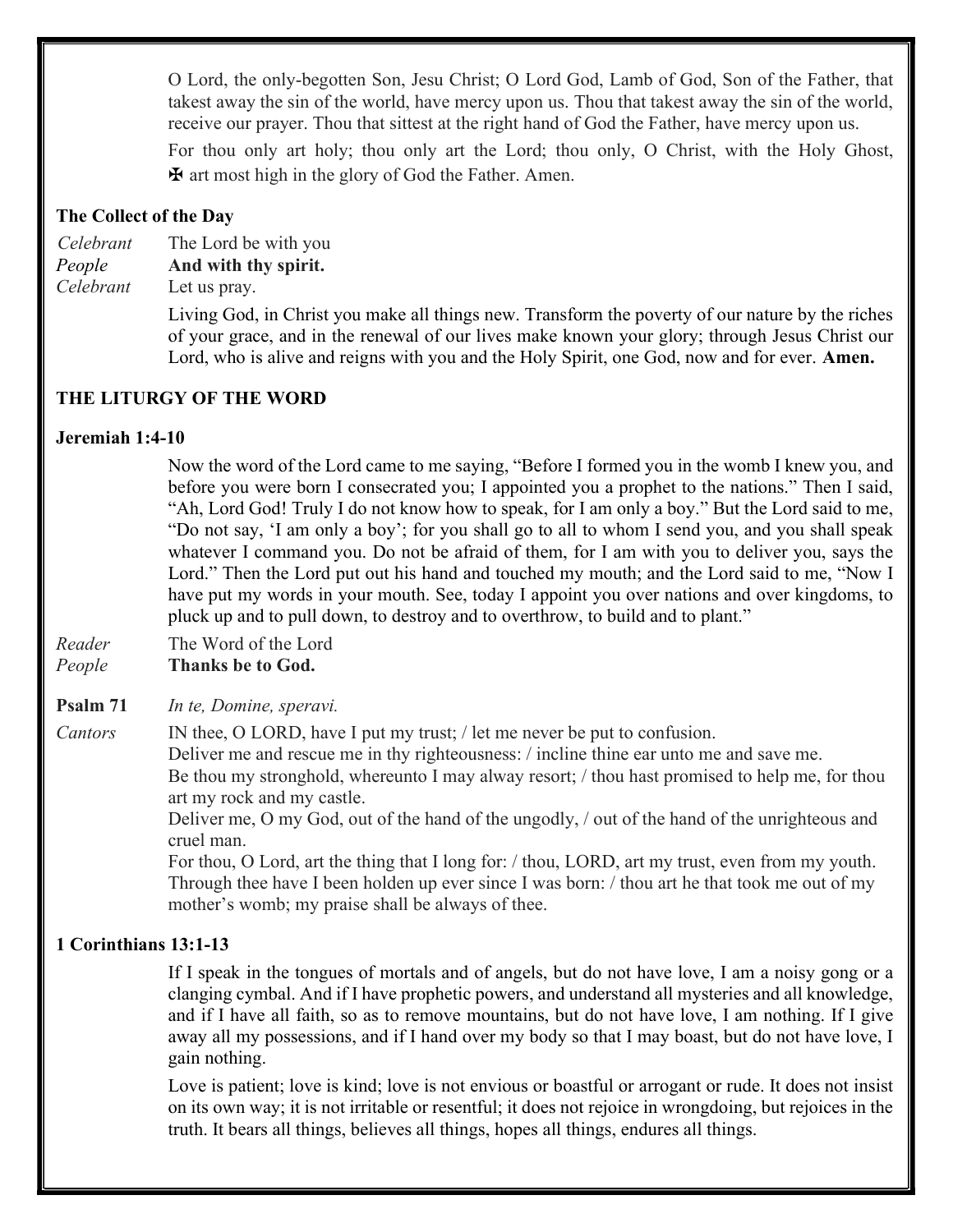O Lord, the only-begotten Son, Jesu Christ; O Lord God, Lamb of God, Son of the Father, that takest away the sin of the world, have mercy upon us. Thou that takest away the sin of the world, receive our prayer. Thou that sittest at the right hand of God the Father, have mercy upon us.

For thou only art holy; thou only art the Lord; thou only, O Christ, with the Holy Ghost, ✠ art most high in the glory of God the Father. Amen.

**The Collect of the Day**

*Celebrant* The Lord be with you
*People* **And with thy spirit.**
*Celebrant* Let us pray.

Living God, in Christ you make all things new. Transform the poverty of our nature by the riches of your grace, and in the renewal of our lives make known your glory; through Jesus Christ our Lord, who is alive and reigns with you and the Holy Spirit, one God, now and for ever. **Amen.**

**THE LITURGY OF THE WORD**

**Jeremiah 1:4-10**

Now the word of the Lord came to me saying, "Before I formed you in the womb I knew you, and before you were born I consecrated you; I appointed you a prophet to the nations." Then I said, "Ah, Lord God! Truly I do not know how to speak, for I am only a boy." But the Lord said to me, "Do not say, 'I am only a boy'; for you shall go to all to whom I send you, and you shall speak whatever I command you. Do not be afraid of them, for I am with you to deliver you, says the Lord." Then the Lord put out his hand and touched my mouth; and the Lord said to me, "Now I have put my words in your mouth. See, today I appoint you over nations and over kingdoms, to pluck up and to pull down, to destroy and to overthrow, to build and to plant."

*Reader* The Word of the Lord
*People* **Thanks be to God.**

**Psalm 71** *In te, Domine, speravi.*

*Cantors* IN thee, O LORD, have I put my trust; / let me never be put to confusion.
Deliver me and rescue me in thy righteousness: / incline thine ear unto me and save me.
Be thou my stronghold, whereunto I may alway resort; / thou hast promised to help me, for thou art my rock and my castle.
Deliver me, O my God, out of the hand of the ungodly, / out of the hand of the unrighteous and cruel man.
For thou, O Lord, art the thing that I long for: / thou, LORD, art my trust, even from my youth.
Through thee have I been holden up ever since I was born: / thou art he that took me out of my mother's womb; my praise shall be always of thee.

**1 Corinthians 13:1-13**

If I speak in the tongues of mortals and of angels, but do not have love, I am a noisy gong or a clanging cymbal. And if I have prophetic powers, and understand all mysteries and all knowledge, and if I have all faith, so as to remove mountains, but do not have love, I am nothing. If I give away all my possessions, and if I hand over my body so that I may boast, but do not have love, I gain nothing.

Love is patient; love is kind; love is not envious or boastful or arrogant or rude. It does not insist on its own way; it is not irritable or resentful; it does not rejoice in wrongdoing, but rejoices in the truth. It bears all things, believes all things, hopes all things, endures all things.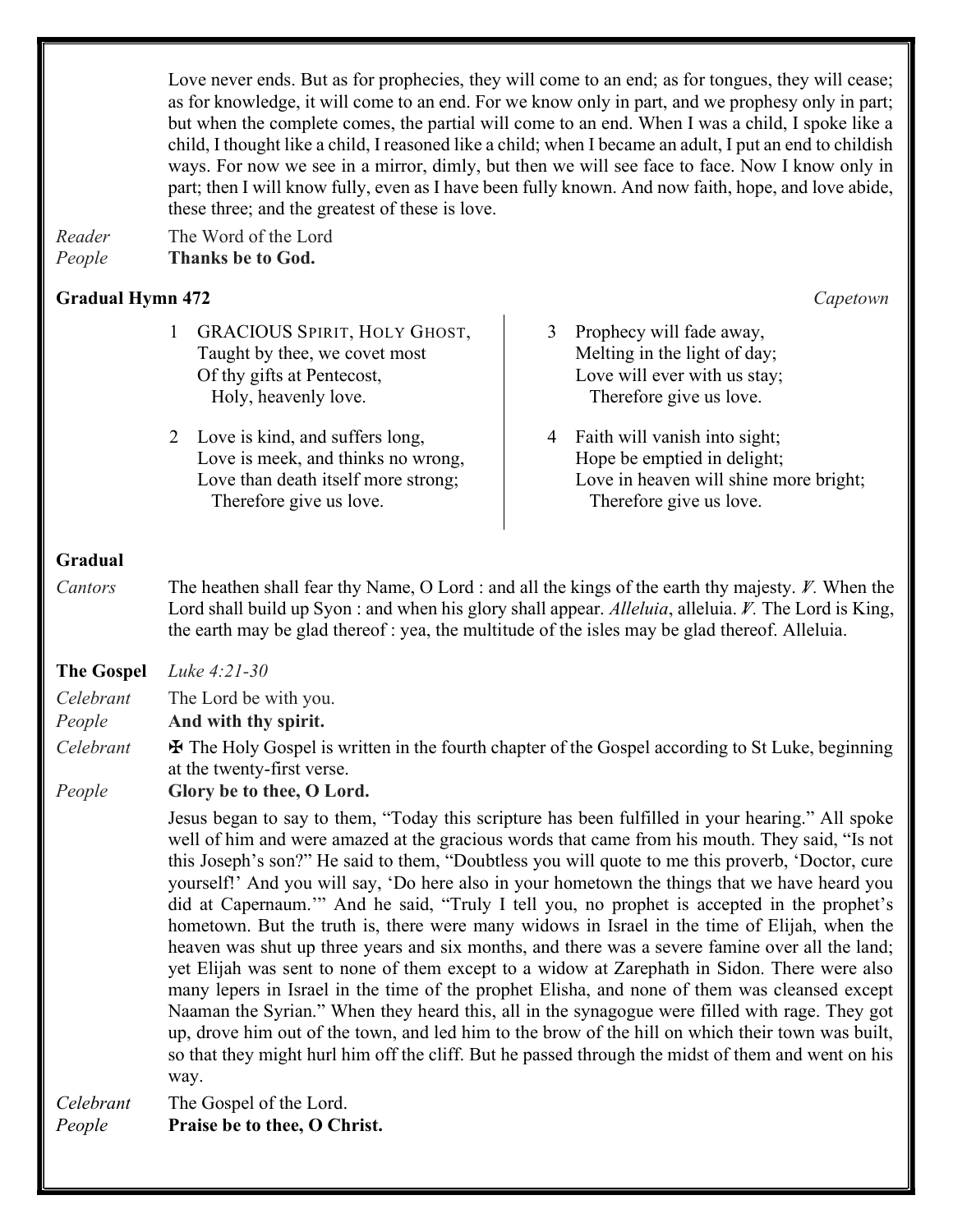Love never ends. But as for prophecies, they will come to an end; as for tongues, they will cease; as for knowledge, it will come to an end. For we know only in part, and we prophesy only in part; but when the complete comes, the partial will come to an end. When I was a child, I spoke like a child, I thought like a child, I reasoned like a child; when I became an adult, I put an end to childish ways. For now we see in a mirror, dimly, but then we will see face to face. Now I know only in part; then I will know fully, even as I have been fully known. And now faith, hope, and love abide, these three; and the greatest of these is love.

*Reader* The Word of the Lord
*People* **Thanks be to God.**

**Gradual Hymn 472** *Capetown*

1 GRACIOUS SPIRIT, HOLY GHOST,
Taught by thee, we covet most
Of thy gifts at Pentecost,
Holy, heavenly love.

2 Love is kind, and suffers long,
Love is meek, and thinks no wrong,
Love than death itself more strong;
Therefore give us love.

3 Prophecy will fade away,
Melting in the light of day;
Love will ever with us stay;
Therefore give us love.

4 Faith will vanish into sight;
Hope be emptied in delight;
Love in heaven will shine more bright;
Therefore give us love.

**Gradual**

*Cantors* The heathen shall fear thy Name, O Lord : and all the kings of the earth thy majesty. ℣. When the Lord shall build up Syon : and when his glory shall appear. *Alleluia*, alleluia. ℣. The Lord is King, the earth may be glad thereof : yea, the multitude of the isles may be glad thereof. Alleluia.

**The Gospel** *Luke 4:21-30*

*Celebrant* The Lord be with you.
*People* **And with thy spirit.**
*Celebrant* ✠ The Holy Gospel is written in the fourth chapter of the Gospel according to St Luke, beginning at the twenty-first verse.
*People* **Glory be to thee, O Lord.**

Jesus began to say to them, "Today this scripture has been fulfilled in your hearing." All spoke well of him and were amazed at the gracious words that came from his mouth. They said, "Is not this Joseph's son?" He said to them, "Doubtless you will quote to me this proverb, 'Doctor, cure yourself!' And you will say, 'Do here also in your hometown the things that we have heard you did at Capernaum.'" And he said, "Truly I tell you, no prophet is accepted in the prophet's hometown. But the truth is, there were many widows in Israel in the time of Elijah, when the heaven was shut up three years and six months, and there was a severe famine over all the land; yet Elijah was sent to none of them except to a widow at Zarephath in Sidon. There were also many lepers in Israel in the time of the prophet Elisha, and none of them was cleansed except Naaman the Syrian." When they heard this, all in the synagogue were filled with rage. They got up, drove him out of the town, and led him to the brow of the hill on which their town was built, so that they might hurl him off the cliff. But he passed through the midst of them and went on his way.

*Celebrant* The Gospel of the Lord.
*People* **Praise be to thee, O Christ.**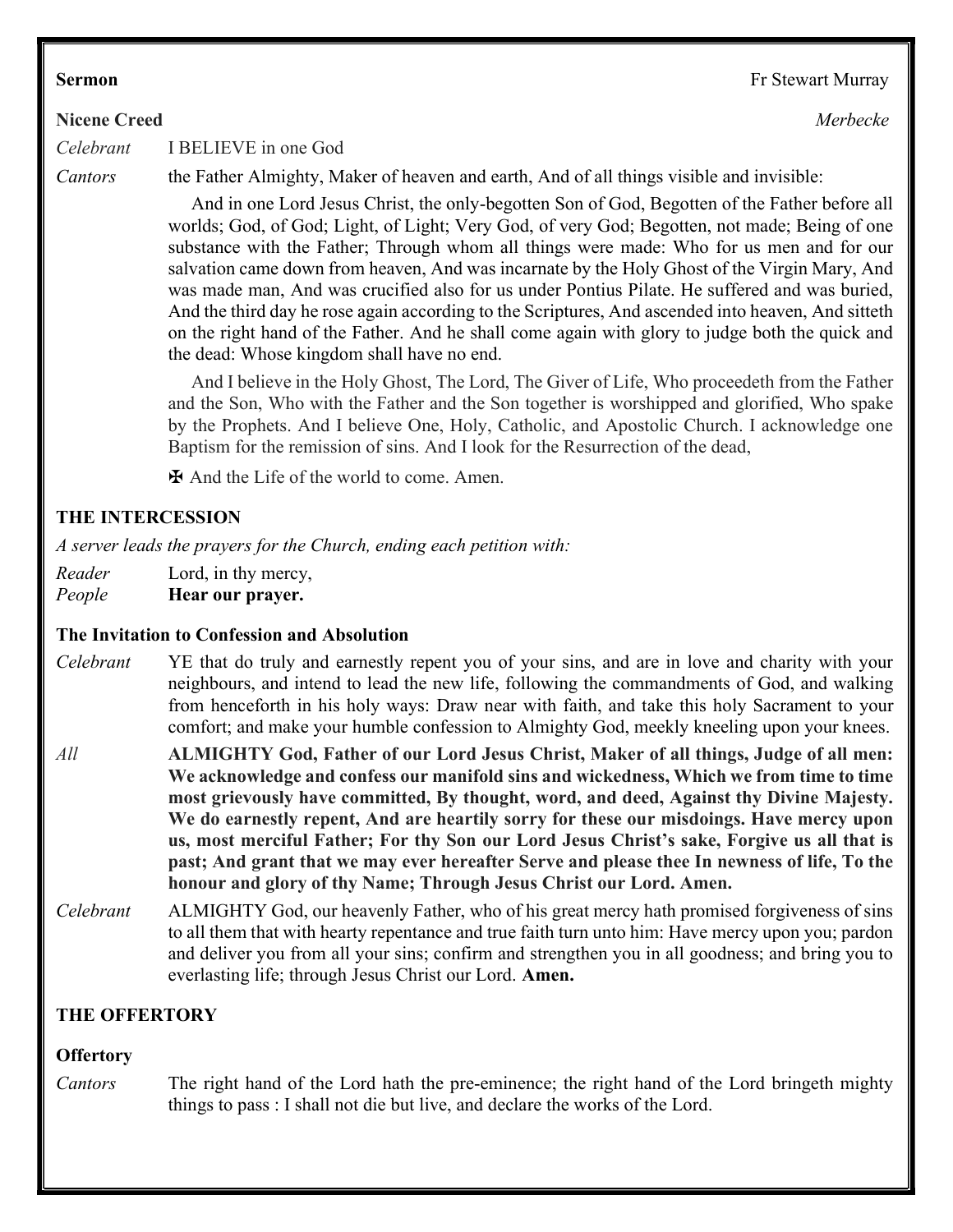**Sermon** Fr Stewart Murray

**Nicene Creed** *Merbecke*

*Celebrant* I BELIEVE in one God

*Cantors* the Father Almighty, Maker of heaven and earth, And of all things visible and invisible:

And in one Lord Jesus Christ, the only-begotten Son of God, Begotten of the Father before all worlds; God, of God; Light, of Light; Very God, of very God; Begotten, not made; Being of one substance with the Father; Through whom all things were made: Who for us men and for our salvation came down from heaven, And was incarnate by the Holy Ghost of the Virgin Mary, And was made man, And was crucified also for us under Pontius Pilate. He suffered and was buried, And the third day he rose again according to the Scriptures, And ascended into heaven, And sitteth on the right hand of the Father. And he shall come again with glory to judge both the quick and the dead: Whose kingdom shall have no end.

And I believe in the Holy Ghost, The Lord, The Giver of Life, Who proceedeth from the Father and the Son, Who with the Father and the Son together is worshipped and glorified, Who spake by the Prophets. And I believe One, Holy, Catholic, and Apostolic Church. I acknowledge one Baptism for the remission of sins. And I look for the Resurrection of the dead,

✠ And the Life of the world to come. Amen.

## THE INTERCESSION

*A server leads the prayers for the Church, ending each petition with:*

*Reader* Lord, in thy mercy,
*People* **Hear our prayer.**

**The Invitation to Confession and Absolution**

*Celebrant* YE that do truly and earnestly repent you of your sins, and are in love and charity with your neighbours, and intend to lead the new life, following the commandments of God, and walking from henceforth in his holy ways: Draw near with faith, and take this holy Sacrament to your comfort; and make your humble confession to Almighty God, meekly kneeling upon your knees.

*All* **ALMIGHTY God, Father of our Lord Jesus Christ, Maker of all things, Judge of all men: We acknowledge and confess our manifold sins and wickedness, Which we from time to time most grievously have committed, By thought, word, and deed, Against thy Divine Majesty. We do earnestly repent, And are heartily sorry for these our misdoings. Have mercy upon us, most merciful Father; For thy Son our Lord Jesus Christ's sake, Forgive us all that is past; And grant that we may ever hereafter Serve and please thee In newness of life, To the honour and glory of thy Name; Through Jesus Christ our Lord. Amen.**

*Celebrant* ALMIGHTY God, our heavenly Father, who of his great mercy hath promised forgiveness of sins to all them that with hearty repentance and true faith turn unto him: Have mercy upon you; pardon and deliver you from all your sins; confirm and strengthen you in all goodness; and bring you to everlasting life; through Jesus Christ our Lord. **Amen.**

## THE OFFERTORY

**Offertory**

*Cantors* The right hand of the Lord hath the pre-eminence; the right hand of the Lord bringeth mighty things to pass : I shall not die but live, and declare the works of the Lord.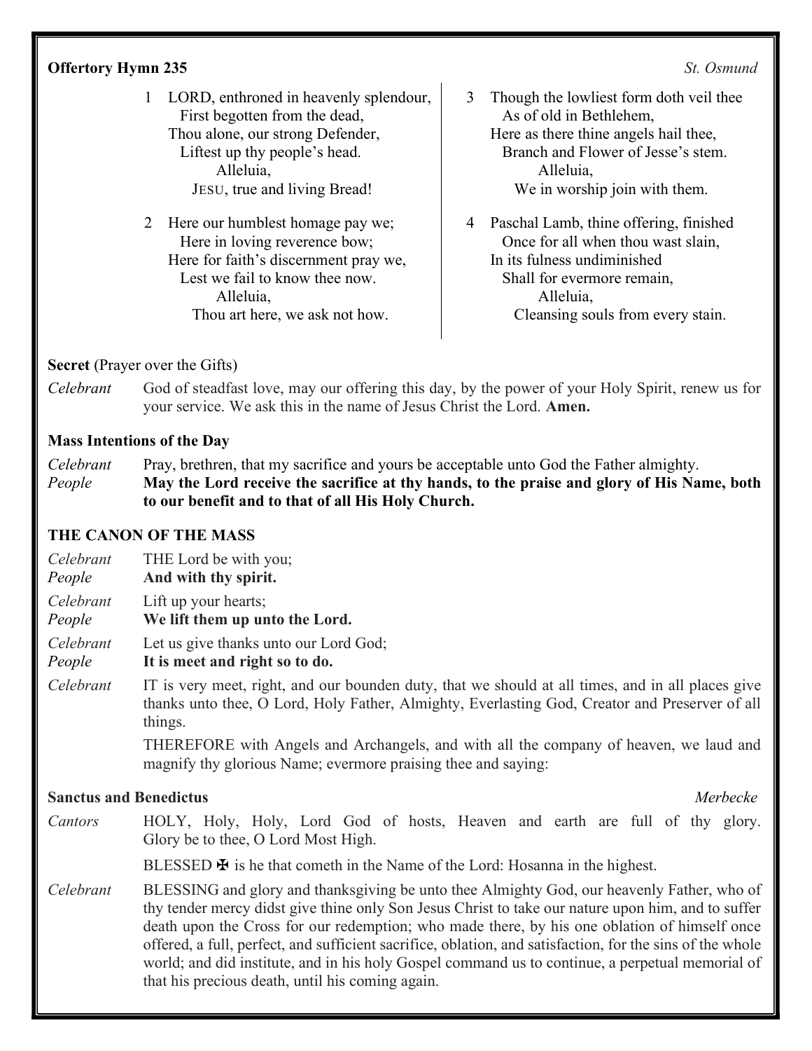**Offertory Hymn 235** *St. Osmund*

1 LORD, enthroned in heavenly splendour,
First begotten from the dead,
Thou alone, our strong Defender,
Liftest up thy people's head.
Alleluia,
JESU, true and living Bread!

2 Here our humblest homage pay we;
Here in loving reverence bow;
Here for faith's discernment pray we,
Lest we fail to know thee now.
Alleluia,
Thou art here, we ask not how.

3 Though the lowliest form doth veil thee
As of old in Bethlehem,
Here as there thine angels hail thee,
Branch and Flower of Jesse's stem.
Alleluia,
We in worship join with them.

4 Paschal Lamb, thine offering, finished
Once for all when thou wast slain,
In its fulness undiminished
Shall for evermore remain,
Alleluia,
Cleansing souls from every stain.

**Secret** (Prayer over the Gifts)

*Celebrant* God of steadfast love, may our offering this day, by the power of your Holy Spirit, renew us for your service. We ask this in the name of Jesus Christ the Lord. **Amen.**

**Mass Intentions of the Day**

*Celebrant* Pray, brethren, that my sacrifice and yours be acceptable unto God the Father almighty.
*People* **May the Lord receive the sacrifice at thy hands, to the praise and glory of His Name, both to our benefit and to that of all His Holy Church.**

**THE CANON OF THE MASS**

*Celebrant* THE Lord be with you;
*People* **And with thy spirit.**

*Celebrant* Lift up your hearts;
*People* **We lift them up unto the Lord.**

*Celebrant* Let us give thanks unto our Lord God;
*People* **It is meet and right so to do.**

*Celebrant* IT is very meet, right, and our bounden duty, that we should at all times, and in all places give thanks unto thee, O Lord, Holy Father, Almighty, Everlasting God, Creator and Preserver of all things.

THEREFORE with Angels and Archangels, and with all the company of heaven, we laud and magnify thy glorious Name; evermore praising thee and saying:

**Sanctus and Benedictus** *Merbecke*

*Cantors* HOLY, Holy, Holy, Lord God of hosts, Heaven and earth are full of thy glory. Glory be to thee, O Lord Most High.

BLESSED ✠ is he that cometh in the Name of the Lord: Hosanna in the highest.

*Celebrant* BLESSING and glory and thanksgiving be unto thee Almighty God, our heavenly Father, who of thy tender mercy didst give thine only Son Jesus Christ to take our nature upon him, and to suffer death upon the Cross for our redemption; who made there, by his one oblation of himself once offered, a full, perfect, and sufficient sacrifice, oblation, and satisfaction, for the sins of the whole world; and did institute, and in his holy Gospel command us to continue, a perpetual memorial of that his precious death, until his coming again.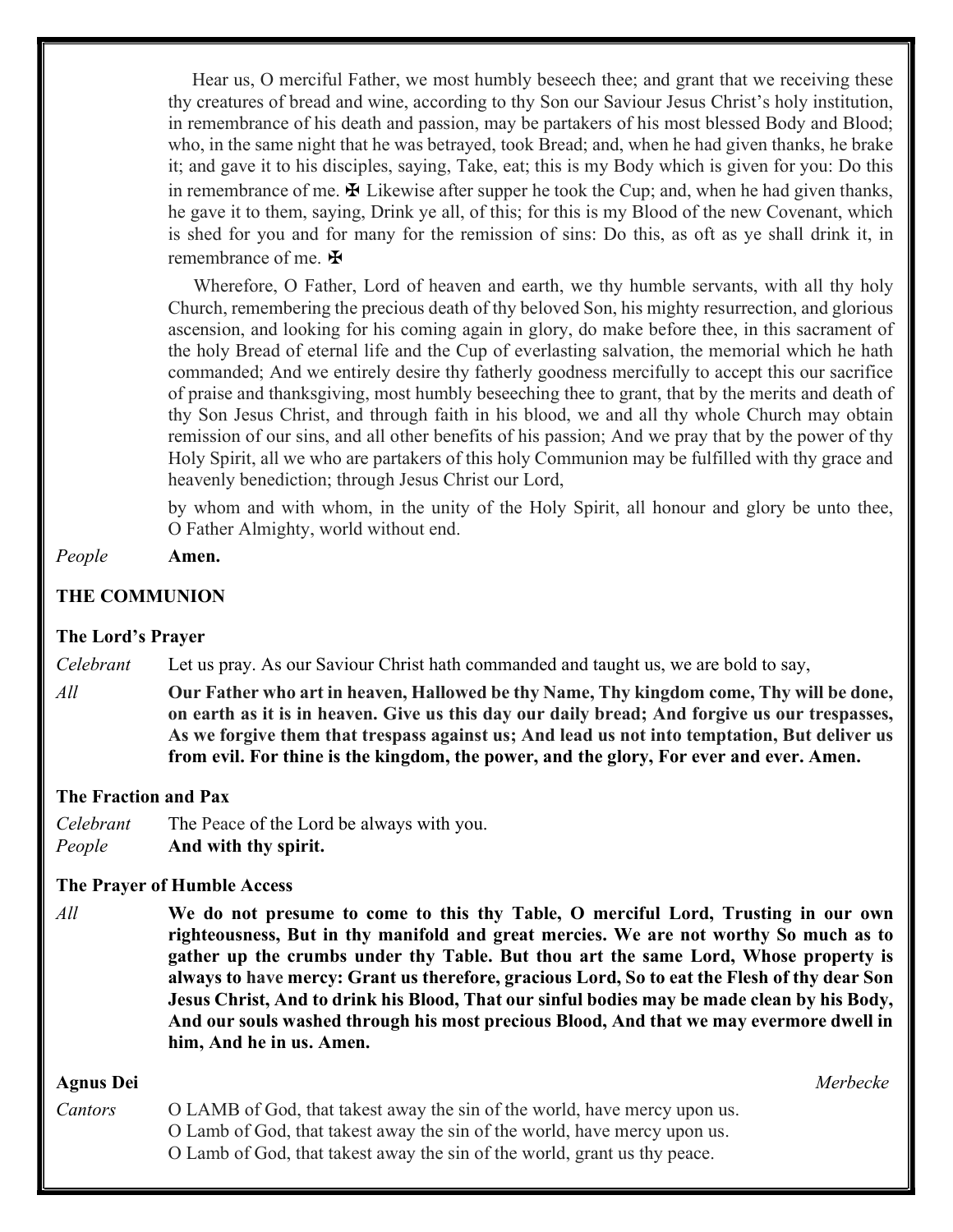Hear us, O merciful Father, we most humbly beseech thee; and grant that we receiving these thy creatures of bread and wine, according to thy Son our Saviour Jesus Christ's holy institution, in remembrance of his death and passion, may be partakers of his most blessed Body and Blood; who, in the same night that he was betrayed, took Bread; and, when he had given thanks, he brake it; and gave it to his disciples, saying, Take, eat; this is my Body which is given for you: Do this in remembrance of me. ✠ Likewise after supper he took the Cup; and, when he had given thanks, he gave it to them, saying, Drink ye all, of this; for this is my Blood of the new Covenant, which is shed for you and for many for the remission of sins: Do this, as oft as ye shall drink it, in remembrance of me. ✠

Wherefore, O Father, Lord of heaven and earth, we thy humble servants, with all thy holy Church, remembering the precious death of thy beloved Son, his mighty resurrection, and glorious ascension, and looking for his coming again in glory, do make before thee, in this sacrament of the holy Bread of eternal life and the Cup of everlasting salvation, the memorial which he hath commanded; And we entirely desire thy fatherly goodness mercifully to accept this our sacrifice of praise and thanksgiving, most humbly beseeching thee to grant, that by the merits and death of thy Son Jesus Christ, and through faith in his blood, we and all thy whole Church may obtain remission of our sins, and all other benefits of his passion; And we pray that by the power of thy Holy Spirit, all we who are partakers of this holy Communion may be fulfilled with thy grace and heavenly benediction; through Jesus Christ our Lord,

by whom and with whom, in the unity of the Holy Spirit, all honour and glory be unto thee, O Father Almighty, world without end.

*People* **Amen.**

## THE COMMUNION

### The Lord's Prayer

*Celebrant* Let us pray. As our Saviour Christ hath commanded and taught us, we are bold to say,

*All* **Our Father who art in heaven, Hallowed be thy Name, Thy kingdom come, Thy will be done, on earth as it is in heaven. Give us this day our daily bread; And forgive us our trespasses, As we forgive them that trespass against us; And lead us not into temptation, But deliver us from evil. For thine is the kingdom, the power, and the glory, For ever and ever. Amen.**

### The Fraction and Pax

*Celebrant* The Peace of the Lord be always with you.
*People* **And with thy spirit.**

### The Prayer of Humble Access

*All* **We do not presume to come to this thy Table, O merciful Lord, Trusting in our own righteousness, But in thy manifold and great mercies. We are not worthy So much as to gather up the crumbs under thy Table. But thou art the same Lord, Whose property is always to have mercy: Grant us therefore, gracious Lord, So to eat the Flesh of thy dear Son Jesus Christ, And to drink his Blood, That our sinful bodies may be made clean by his Body, And our souls washed through his most precious Blood, And that we may evermore dwell in him, And he in us. Amen.**

### Agnus Dei *Merbecke*

*Cantors* O LAMB of God, that takest away the sin of the world, have mercy upon us.
O Lamb of God, that takest away the sin of the world, have mercy upon us.
O Lamb of God, that takest away the sin of the world, grant us thy peace.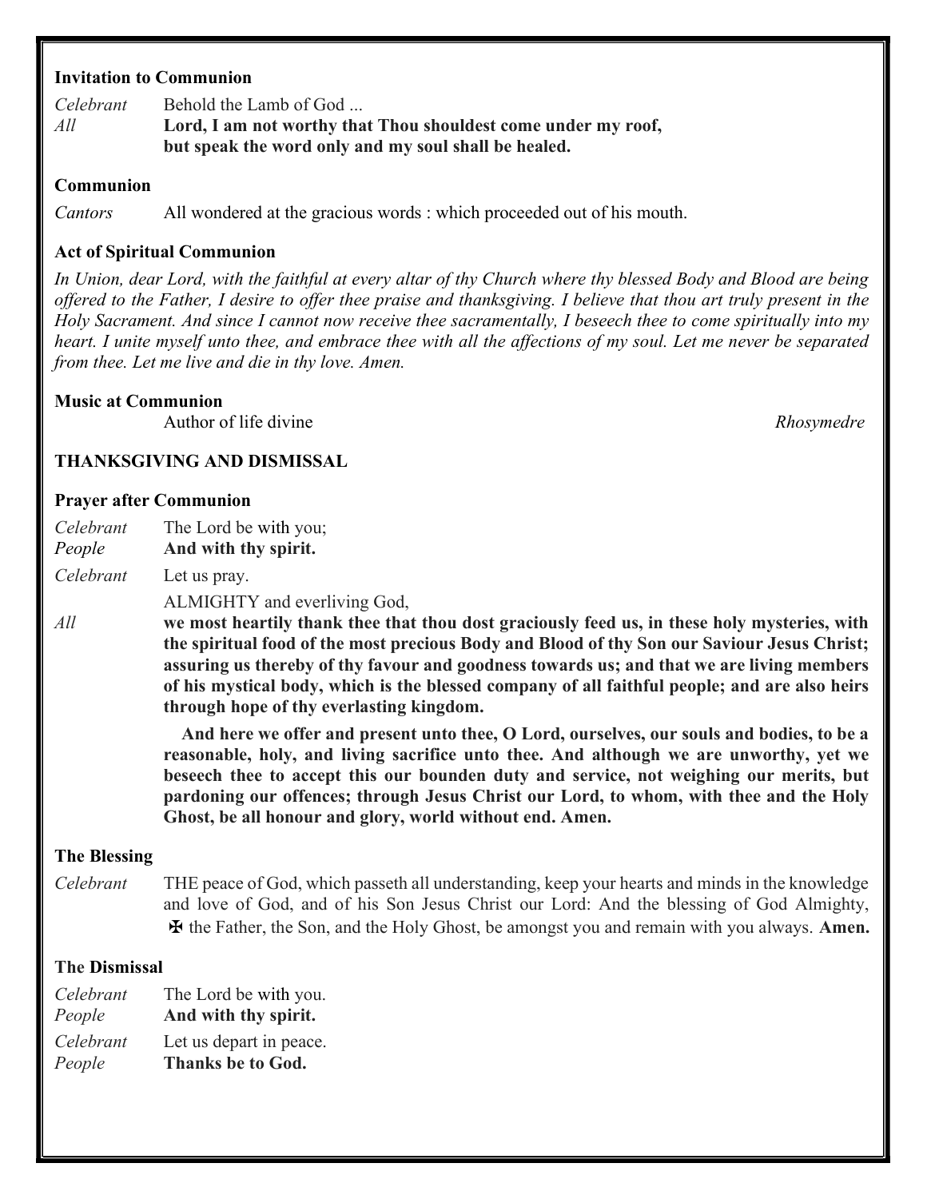**Invitation to Communion**

*Celebrant* Behold the Lamb of God ...

*All* **Lord, I am not worthy that Thou shouldest come under my roof, but speak the word only and my soul shall be healed.**

**Communion**

*Cantors* All wondered at the gracious words : which proceeded out of his mouth.

**Act of Spiritual Communion**

*In Union, dear Lord, with the faithful at every altar of thy Church where thy blessed Body and Blood are being offered to the Father, I desire to offer thee praise and thanksgiving. I believe that thou art truly present in the Holy Sacrament. And since I cannot now receive thee sacramentally, I beseech thee to come spiritually into my heart. I unite myself unto thee, and embrace thee with all the affections of my soul. Let me never be separated from thee. Let me live and die in thy love. Amen.*

**Music at Communion**

Author of life divine *Rhosymedre*

**THANKSGIVING AND DISMISSAL**

**Prayer after Communion**

*Celebrant* The Lord be with you;
*People* **And with thy spirit.**

*Celebrant* Let us pray.

ALMIGHTY and everliving God,

*All* **we most heartily thank thee that thou dost graciously feed us, in these holy mysteries, with the spiritual food of the most precious Body and Blood of thy Son our Saviour Jesus Christ; assuring us thereby of thy favour and goodness towards us; and that we are living members of his mystical body, which is the blessed company of all faithful people; and are also heirs through hope of thy everlasting kingdom.**

**And here we offer and present unto thee, O Lord, ourselves, our souls and bodies, to be a reasonable, holy, and living sacrifice unto thee. And although we are unworthy, yet we beseech thee to accept this our bounden duty and service, not weighing our merits, but pardoning our offences; through Jesus Christ our Lord, to whom, with thee and the Holy Ghost, be all honour and glory, world without end. Amen.**

**The Blessing**

*Celebrant* THE peace of God, which passeth all understanding, keep your hearts and minds in the knowledge and love of God, and of his Son Jesus Christ our Lord: And the blessing of God Almighty, ✠ the Father, the Son, and the Holy Ghost, be amongst you and remain with you always. **Amen.**

**The Dismissal**

*Celebrant* The Lord be with you.
*People* **And with thy spirit.**

*Celebrant* Let us depart in peace.
*People* **Thanks be to God.**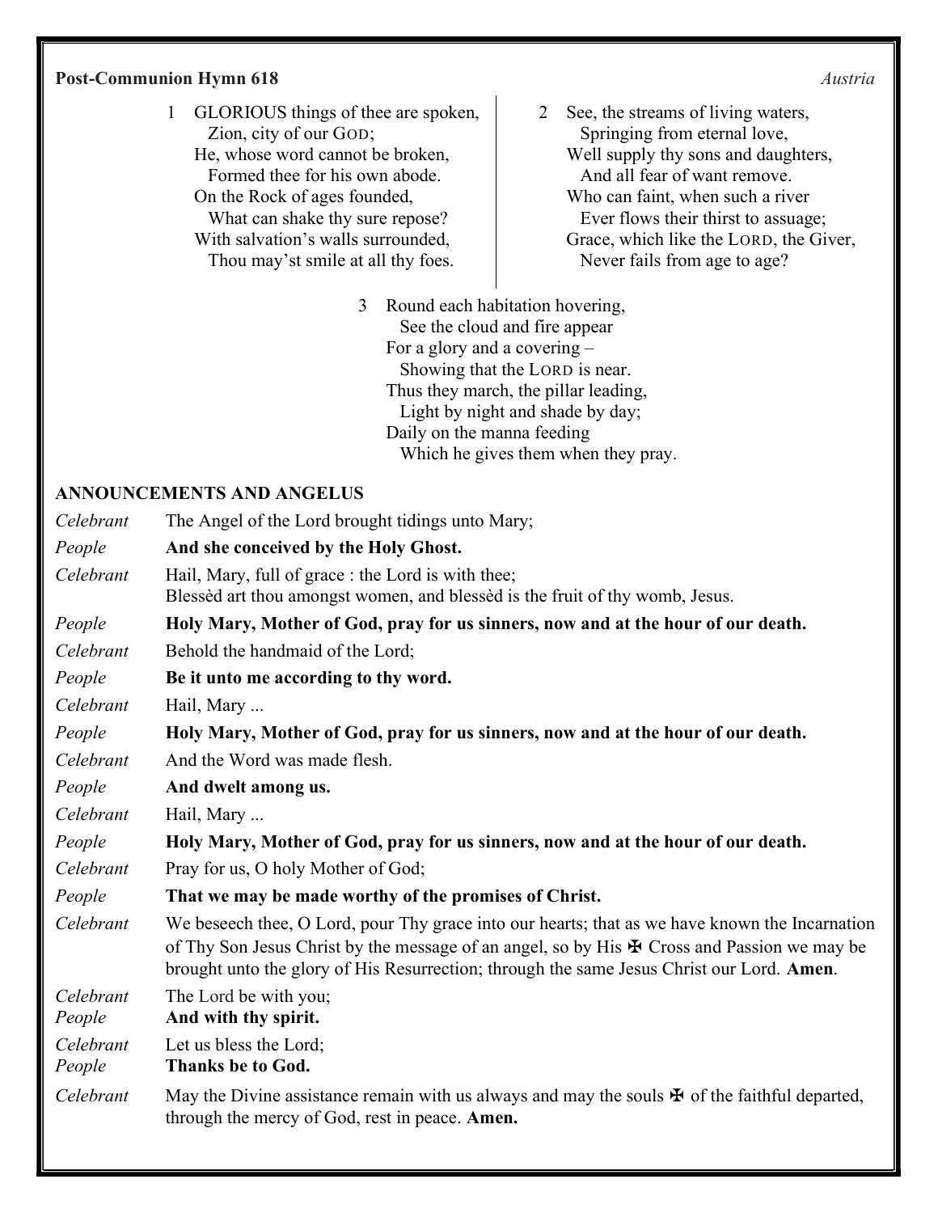**Post-Communion Hymn 618** *Austria*

1 GLORIOUS things of thee are spoken,
  Zion, city of our GOD;
He, whose word cannot be broken,
  Formed thee for his own abode.
On the Rock of ages founded,
  What can shake thy sure repose?
With salvation's walls surrounded,
  Thou may'st smile at all thy foes.

2 See, the streams of living waters,
  Springing from eternal love,
Well supply thy sons and daughters,
  And all fear of want remove.
Who can faint, when such a river
  Ever flows their thirst to assuage;
Grace, which like the LORD, the Giver,
  Never fails from age to age?

3 Round each habitation hovering,
  See the cloud and fire appear
For a glory and a covering –
  Showing that the LORD is near.
Thus they march, the pillar leading,
  Light by night and shade by day;
Daily on the manna feeding
  Which he gives them when they pray.

**ANNOUNCEMENTS AND ANGELUS**

*Celebrant* The Angel of the Lord brought tidings unto Mary;

*People* **And she conceived by the Holy Ghost.**

*Celebrant* Hail, Mary, full of grace : the Lord is with thee;
Blessèd art thou amongst women, and blessèd is the fruit of thy womb, Jesus.

*People* **Holy Mary, Mother of God, pray for us sinners, now and at the hour of our death.**

*Celebrant* Behold the handmaid of the Lord;

*People* **Be it unto me according to thy word.**

*Celebrant* Hail, Mary ...

*People* **Holy Mary, Mother of God, pray for us sinners, now and at the hour of our death.**

*Celebrant* And the Word was made flesh.

*People* **And dwelt among us.**

*Celebrant* Hail, Mary ...

*People* **Holy Mary, Mother of God, pray for us sinners, now and at the hour of our death.**

*Celebrant* Pray for us, O holy Mother of God;

*People* **That we may be made worthy of the promises of Christ.**

*Celebrant* We beseech thee, O Lord, pour Thy grace into our hearts; that as we have known the Incarnation of Thy Son Jesus Christ by the message of an angel, so by His ✠ Cross and Passion we may be brought unto the glory of His Resurrection; through the same Jesus Christ our Lord. **Amen**.

*Celebrant* The Lord be with you;
*People* **And with thy spirit.**

*Celebrant* Let us bless the Lord;
*People* **Thanks be to God.**

*Celebrant* May the Divine assistance remain with us always and may the souls ✠ of the faithful departed, through the mercy of God, rest in peace. **Amen.**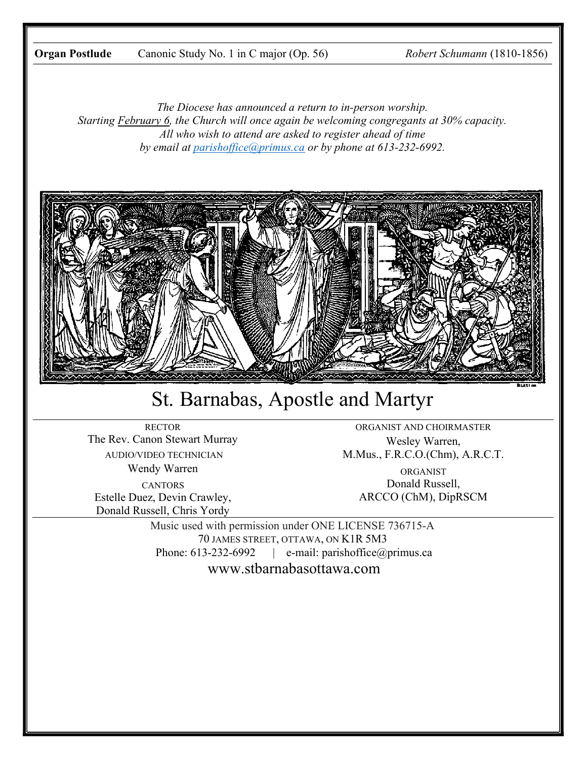**Organ Postlude** Canonic Study No. 1 in C major (Op. 56) *Robert Schumann* (1810-1856)

*The Diocese has announced a return to in-person worship.*
*Starting February 6, the Church will once again be welcoming congregants at 30% capacity.*
*All who wish to attend are asked to register ahead of time*
*by email at parishoffice@primus.ca or by phone at 613-232-6992.*

# St. Barnabas, Apostle and Martyr

RECTOR
The Rev. Canon Stewart Murray

AUDIO/VIDEO TECHNICIAN
Wendy Warren

CANTORS
Estelle Duez, Devin Crawley, Donald Russell, Chris Yordy

ORGANIST AND CHOIRMASTER
Wesley Warren, M.Mus., F.R.C.O.(Chm), A.R.C.T.

ORGANIST
Donald Russell, ARCCO (ChM), DipRSCM

Music used with permission under ONE LICENSE 736715-A
70 JAMES STREET, OTTAWA, ON K1R 5M3
Phone: 613-232-6992 | e-mail: parishoffice@primus.ca
www.stbarnabasottawa.com